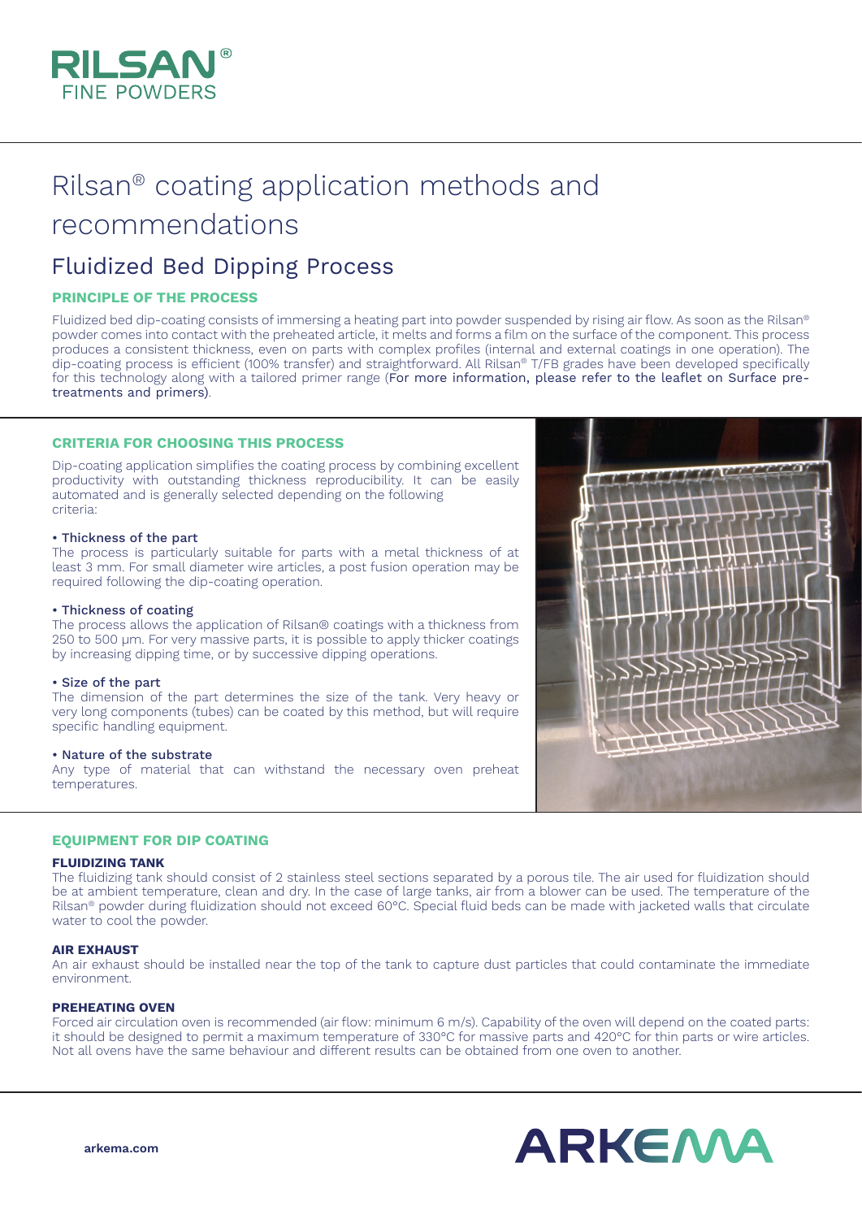# Rilsan® coating application methods and recommendations

## Fluidized Bed Dipping Process

### PRINCIPLE OF THE PROCESS

Fluidized bed dip-coating consists of immersing a heating part into powder suspended by rising air flow. As soon as the Rilsan® powder comes into contact with the preheated article, it melts and forms a film on the surface of the component. This process produces a consistent thickness, even on parts with complex profiles (internal and external coatings in one operation). The dip-coating process is efficient (100% transfer) and straightforward. All Rilsan® T/FB grades have been developed specifically for this technology along with a tailored primer range (For more information, please refer to the leaflet on Surface pre-treatments and primers).

### CRITERIA FOR CHOOSING THIS PROCESS

Dip-coating application simplifies the coating process by combining excellent productivity with outstanding thickness reproducibility. It can be easily automated and is generally selected depending on the following criteria:

**• Thickness of the part**
The process is particularly suitable for parts with a metal thickness of at least 3 mm. For small diameter wire articles, a post fusion operation may be required following the dip-coating operation.

**• Thickness of coating**
The process allows the application of Rilsan® coatings with a thickness from 250 to 500 µm. For very massive parts, it is possible to apply thicker coatings by increasing dipping time, or by successive dipping operations.

**• Size of the part**
The dimension of the part determines the size of the tank. Very heavy or very long components (tubes) can be coated by this method, but will require specific handling equipment.

**• Nature of the substrate**
Any type of material that can withstand the necessary oven preheat temperatures.

### EQUIPMENT FOR DIP COATING

#### FLUIDIZING TANK

The fluidizing tank should consist of 2 stainless steel sections separated by a porous tile. The air used for fluidization should be at ambient temperature, clean and dry. In the case of large tanks, air from a blower can be used. The temperature of the Rilsan® powder during fluidization should not exceed 60°C. Special fluid beds can be made with jacketed walls that circulate water to cool the powder.

#### AIR EXHAUST

An air exhaust should be installed near the top of the tank to capture dust particles that could contaminate the immediate environment.

#### PREHEATING OVEN

Forced air circulation oven is recommended (air flow: minimum 6 m/s). Capability of the oven will depend on the coated parts: it should be designed to permit a maximum temperature of 330°C for massive parts and 420°C for thin parts or wire articles. Not all ovens have the same behaviour and different results can be obtained from one oven to another.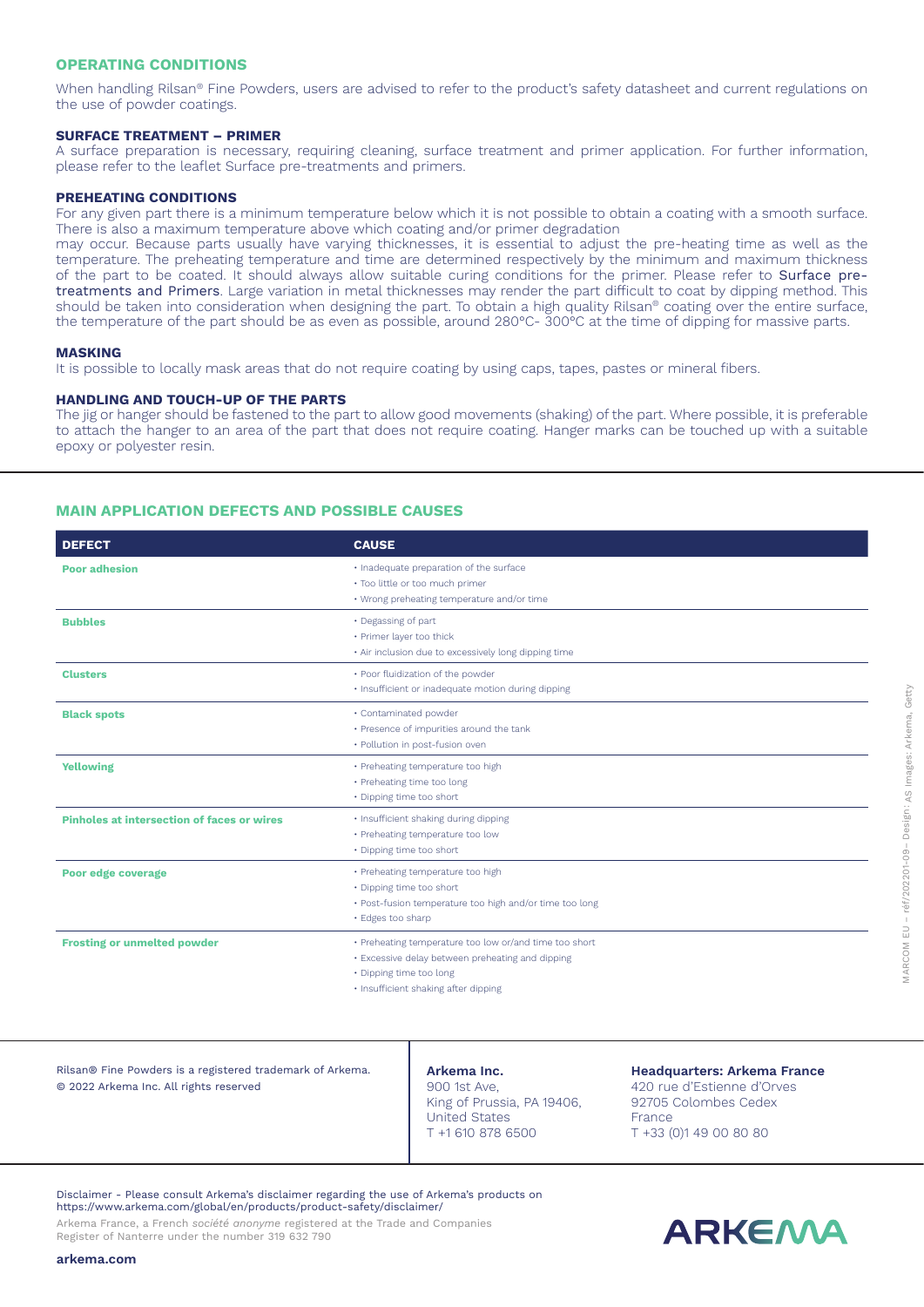## OPERATING CONDITIONS

When handling Rilsan® Fine Powders, users are advised to refer to the product's safety datasheet and current regulations on the use of powder coatings.

### SURFACE TREATMENT – PRIMER

A surface preparation is necessary, requiring cleaning, surface treatment and primer application. For further information, please refer to the leaflet Surface pre-treatments and primers.

### PREHEATING CONDITIONS

For any given part there is a minimum temperature below which it is not possible to obtain a coating with a smooth surface. There is also a maximum temperature above which coating and/or primer degradation
may occur. Because parts usually have varying thicknesses, it is essential to adjust the pre-heating time as well as the temperature. The preheating temperature and time are determined respectively by the minimum and maximum thickness of the part to be coated. It should always allow suitable curing conditions for the primer. Please refer to Surface pre-treatments and Primers. Large variation in metal thicknesses may render the part difficult to coat by dipping method. This should be taken into consideration when designing the part. To obtain a high quality Rilsan® coating over the entire surface, the temperature of the part should be as even as possible, around 280°C- 300°C at the time of dipping for massive parts.

### MASKING

It is possible to locally mask areas that do not require coating by using caps, tapes, pastes or mineral fibers.

### HANDLING AND TOUCH-UP OF THE PARTS

The jig or hanger should be fastened to the part to allow good movements (shaking) of the part. Where possible, it is preferable to attach the hanger to an area of the part that does not require coating. Hanger marks can be touched up with a suitable epoxy or polyester resin.

## MAIN APPLICATION DEFECTS AND POSSIBLE CAUSES

| DEFECT | CAUSE |
|---|---|
| **Poor adhesion** | • Inadequate preparation of the surface<br>• Too little or too much primer<br>• Wrong preheating temperature and/or time |
| **Bubbles** | • Degassing of part<br>• Primer layer too thick<br>• Air inclusion due to excessively long dipping time |
| **Clusters** | • Poor fluidization of the powder<br>• Insufficient or inadequate motion during dipping |
| **Black spots** | • Contaminated powder<br>• Presence of impurities around the tank<br>• Pollution in post-fusion oven |
| **Yellowing** | • Preheating temperature too high<br>• Preheating time too long<br>• Dipping time too short |
| **Pinholes at intersection of faces or wires** | • Insufficient shaking during dipping<br>• Preheating temperature too low<br>• Dipping time too short |
| **Poor edge coverage** | • Preheating temperature too high<br>• Dipping time too short<br>• Post-fusion temperature too high and/or time too long<br>• Edges too sharp |
| **Frosting or unmelted powder** | • Preheating temperature too low or/and time too short<br>• Excessive delay between preheating and dipping<br>• Dipping time too long<br>• Insufficient shaking after dipping |

MARCOM EU – réf/202201-09– Design: AS Images: Arkema, Getty

Rilsan® Fine Powders is a registered trademark of Arkema.
© 2022 Arkema Inc. All rights reserved

**Arkema Inc.**
900 1st Ave,
King of Prussia, PA 19406,
United States
T +1 610 878 6500

**Headquarters: Arkema France**
420 rue d'Estienne d'Orves
92705 Colombes Cedex
France
T +33 (0)1 49 00 80 80

Disclaimer - Please consult Arkema's disclaimer regarding the use of Arkema's products on
https://www.arkema.com/global/en/products/product-safety/disclaimer/

Arkema France, a French *société anonyme* registered at the Trade and Companies Register of Nanterre under the number 319 632 790

ARKEMA

**arkema.com**